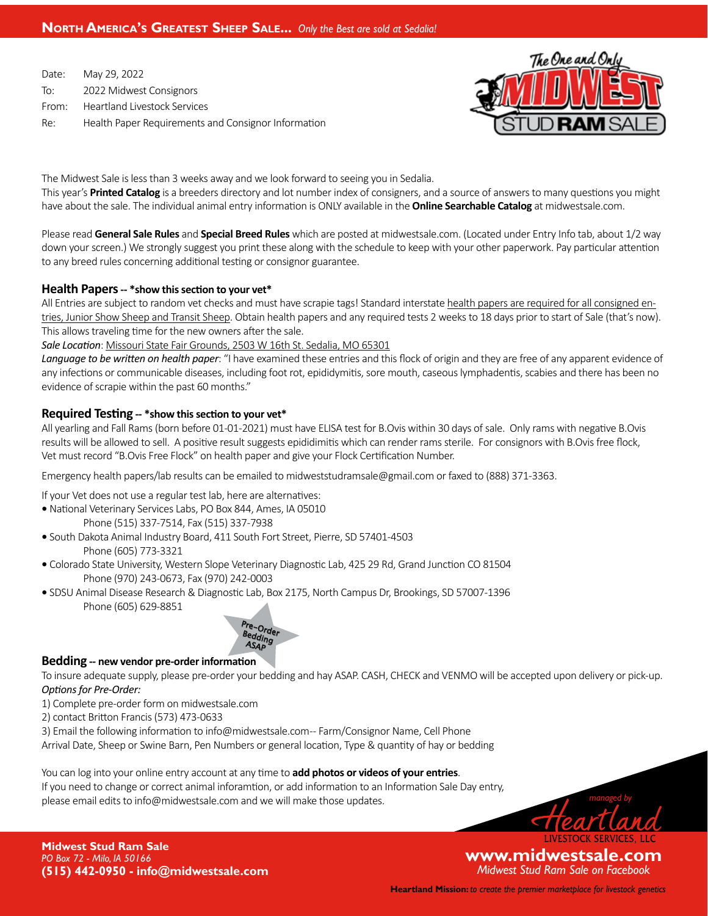**North America's Greatest Sheep Sale...** *Only the Best are sold at Sedalia!*

Date: May 29, 2022
To: 2022 Midwest Consignors
From: Heartland Livestock Services
Re: Health Paper Requirements and Consignor Information

The Midwest Sale is less than 3 weeks away and we look forward to seeing you in Sedalia.
This year's **Printed Catalog** is a breeders directory and lot number index of consigners, and a source of answers to many questions you might have about the sale. The individual animal entry information is ONLY available in the **Online Searchable Catalog** at midwestsale.com.

Please read **General Sale Rules** and **Special Breed Rules** which are posted at midwestsale.com. (Located under Entry Info tab, about 1/2 way down your screen.) We strongly suggest you print these along with the schedule to keep with your other paperwork. Pay particular attention to any breed rules concerning additional testing or consignor guarantee.

## Health Papers -- *show this section to your vet*

All Entries are subject to random vet checks and must have scrapie tags! Standard interstate health papers are required for all consigned entries, Junior Show Sheep and Transit Sheep. Obtain health papers and any required tests 2 weeks to 18 days prior to start of Sale (that's now). This allows traveling time for the new owners after the sale.

*Sale Location*: Missouri State Fair Grounds, 2503 W 16th St. Sedalia, MO 65301

*Language to be written on health paper*: "I have examined these entries and this flock of origin and they are free of any apparent evidence of any infections or communicable diseases, including foot rot, epididymitis, sore mouth, caseous lymphadentis, scabies and there has been no evidence of scrapie within the past 60 months."

## Required Testing -- *show this section to your vet*

All yearling and Fall Rams (born before 01-01-2021) must have ELISA test for B.Ovis within 30 days of sale. Only rams with negative B.Ovis results will be allowed to sell. A positive result suggests epididimitis which can render rams sterile. For consignors with B.Ovis free flock, Vet must record "B.Ovis Free Flock" on health paper and give your Flock Certification Number.

Emergency health papers/lab results can be emailed to midweststudramsale@gmail.com or faxed to (888) 371-3363.

If your Vet does not use a regular test lab, here are alternatives:

- National Veterinary Services Labs, PO Box 844, Ames, IA 05010
  Phone (515) 337-7514, Fax (515) 337-7938
- South Dakota Animal Industry Board, 411 South Fort Street, Pierre, SD 57401-4503
  Phone (605) 773-3321
- Colorado State University, Western Slope Veterinary Diagnostic Lab, 425 29 Rd, Grand Junction CO 81504
  Phone (970) 243-0673, Fax (970) 242-0003
- SDSU Animal Disease Research & Diagnostic Lab, Box 2175, North Campus Dr, Brookings, SD 57007-1396
  Phone (605) 629-8851

Pre-Order Bedding ASAP

## Bedding -- new vendor pre-order information

To insure adequate supply, please pre-order your bedding and hay ASAP. CASH, CHECK and VENMO will be accepted upon delivery or pick-up.

*Options for Pre-Order:*

1) Complete pre-order form on midwestsale.com
2) contact Britton Francis (573) 473-0633
3) Email the following information to info@midwestsale.com-- Farm/Consignor Name, Cell Phone
Arrival Date, Sheep or Swine Barn, Pen Numbers or general location, Type & quantity of hay or bedding

You can log into your online entry account at any time to **add photos or videos of your entries**.
If you need to change or correct animal inforamtion, or add information to an Information Sale Day entry, please email edits to info@midwestsale.com and we will make those updates.

**Midwest Stud Ram Sale**
*PO Box 72 - Milo, IA 50166*
**(515) 442-0950 - info@midwestsale.com**

*managed by* Heartland Livestock Services, LLC
**www.midwestsale.com**
*Midwest Stud Ram Sale on Facebook*

**Heartland Mission:** *to create the premier marketplace for livestock genetics*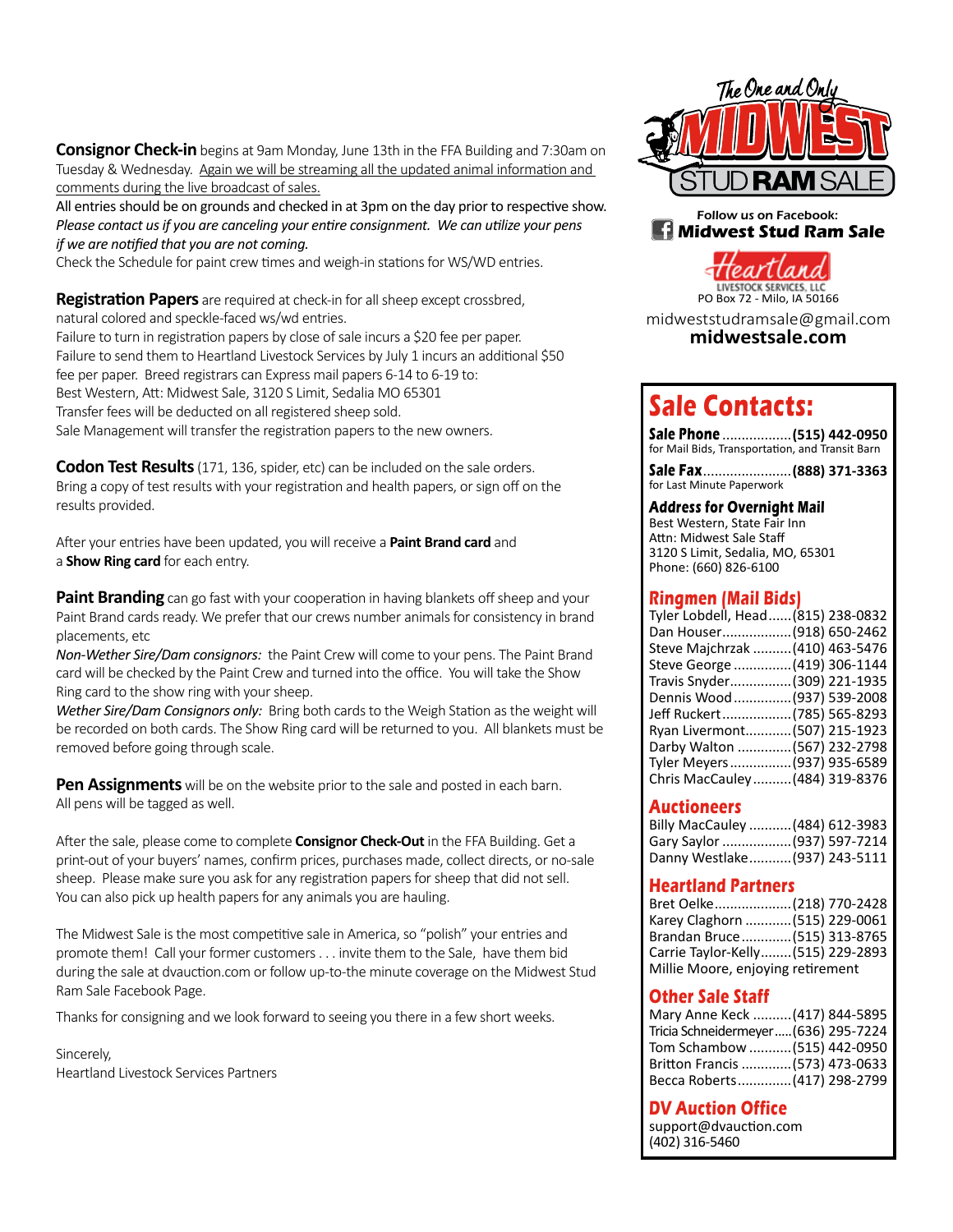**Consignor Check-in** begins at 9am Monday, June 13th in the FFA Building and 7:30am on Tuesday & Wednesday. Again we will be streaming all the updated animal information and comments during the live broadcast of sales.

All entries should be on grounds and checked in at 3pm on the day prior to respective show.

*Please contact us if you are canceling your entire consignment. We can utilize your pens if we are notified that you are not coming.*

Check the Schedule for paint crew times and weigh-in stations for WS/WD entries.

**Registration Papers** are required at check-in for all sheep except crossbred, natural colored and speckle-faced ws/wd entries.

Failure to turn in registration papers by close of sale incurs a $20 fee per paper.

Failure to send them to Heartland Livestock Services by July 1 incurs an additional $50 fee per paper. Breed registrars can Express mail papers 6-14 to 6-19 to:

Best Western, Att: Midwest Sale, 3120 S Limit, Sedalia MO 65301

Transfer fees will be deducted on all registered sheep sold.

Sale Management will transfer the registration papers to the new owners.

**Codon Test Results** (171, 136, spider, etc) can be included on the sale orders. Bring a copy of test results with your registration and health papers, or sign off on the results provided.

After your entries have been updated, you will receive a **Paint Brand card** and a **Show Ring card** for each entry.

**Paint Branding** can go fast with your cooperation in having blankets off sheep and your Paint Brand cards ready. We prefer that our crews number animals for consistency in brand placements, etc

*Non-Wether Sire/Dam consignors:* the Paint Crew will come to your pens. The Paint Brand card will be checked by the Paint Crew and turned into the office. You will take the Show Ring card to the show ring with your sheep.

*Wether Sire/Dam Consignors only:* Bring both cards to the Weigh Station as the weight will be recorded on both cards. The Show Ring card will be returned to you. All blankets must be removed before going through scale.

**Pen Assignments** will be on the website prior to the sale and posted in each barn. All pens will be tagged as well.

After the sale, please come to complete **Consignor Check-Out** in the FFA Building. Get a print-out of your buyers' names, confirm prices, purchases made, collect directs, or no-sale sheep. Please make sure you ask for any registration papers for sheep that did not sell. You can also pick up health papers for any animals you are hauling.

The Midwest Sale is the most competitive sale in America, so "polish" your entries and promote them! Call your former customers . . . invite them to the Sale, have them bid during the sale at dvauction.com or follow up-to-the minute coverage on the Midwest Stud Ram Sale Facebook Page.

Thanks for consigning and we look forward to seeing you there in a few short weeks.

Sincerely,
Heartland Livestock Services Partners

The One and Only MIDWEST STUD RAM SALE

Follow us on Facebook: **Midwest Stud Ram Sale**

Heartland Livestock Services, LLC
PO Box 72 - Milo, IA 50166

midweststudramsale@gmail.com
**midwestsale.com**

## Sale Contacts:

**Sale Phone** ..................(515) 442-0950
for Mail Bids, Transportation, and Transit Barn

**Sale Fax**.......................(888) 371-3363
for Last Minute Paperwork

**Address for Overnight Mail**
Best Western, State Fair Inn
Attn: Midwest Sale Staff
3120 S Limit, Sedalia, MO, 65301
Phone: (660) 826-6100

### Ringmen (Mail Bids)

Tyler Lobdell, Head......(815) 238-0832
Dan Houser..................(918) 650-2462
Steve Majchrzak ..........(410) 463-5476
Steve George ...............(419) 306-1144
Travis Snyder................(309) 221-1935
Dennis Wood ...............(937) 539-2008
Jeff Ruckert..................(785) 565-8293
Ryan Livermont............(507) 215-1923
Darby Walton ..............(567) 232-2798
Tyler Meyers ................(937) 935-6589
Chris MacCauley..........(484) 319-8376

### Auctioneers

Billy MacCauley ...........(484) 612-3983
Gary Saylor ..................(937) 597-7214
Danny Westlake...........(937) 243-5111

### Heartland Partners

Bret Oelke....................(218) 770-2428
Karey Claghorn ............(515) 229-0061
Brandan Bruce .............(515) 313-8765
Carrie Taylor-Kelly........(515) 229-2893
Millie Moore, enjoying retirement

### Other Sale Staff

Mary Anne Keck ..........(417) 844-5895
Tricia Schneidermeyer.....(636) 295-7224
Tom Schambow ...........(515) 442-0950
Britton Francis .............(573) 473-0633
Becca Roberts..............(417) 298-2799

### DV Auction Office

support@dvauction.com
(402) 316-5460